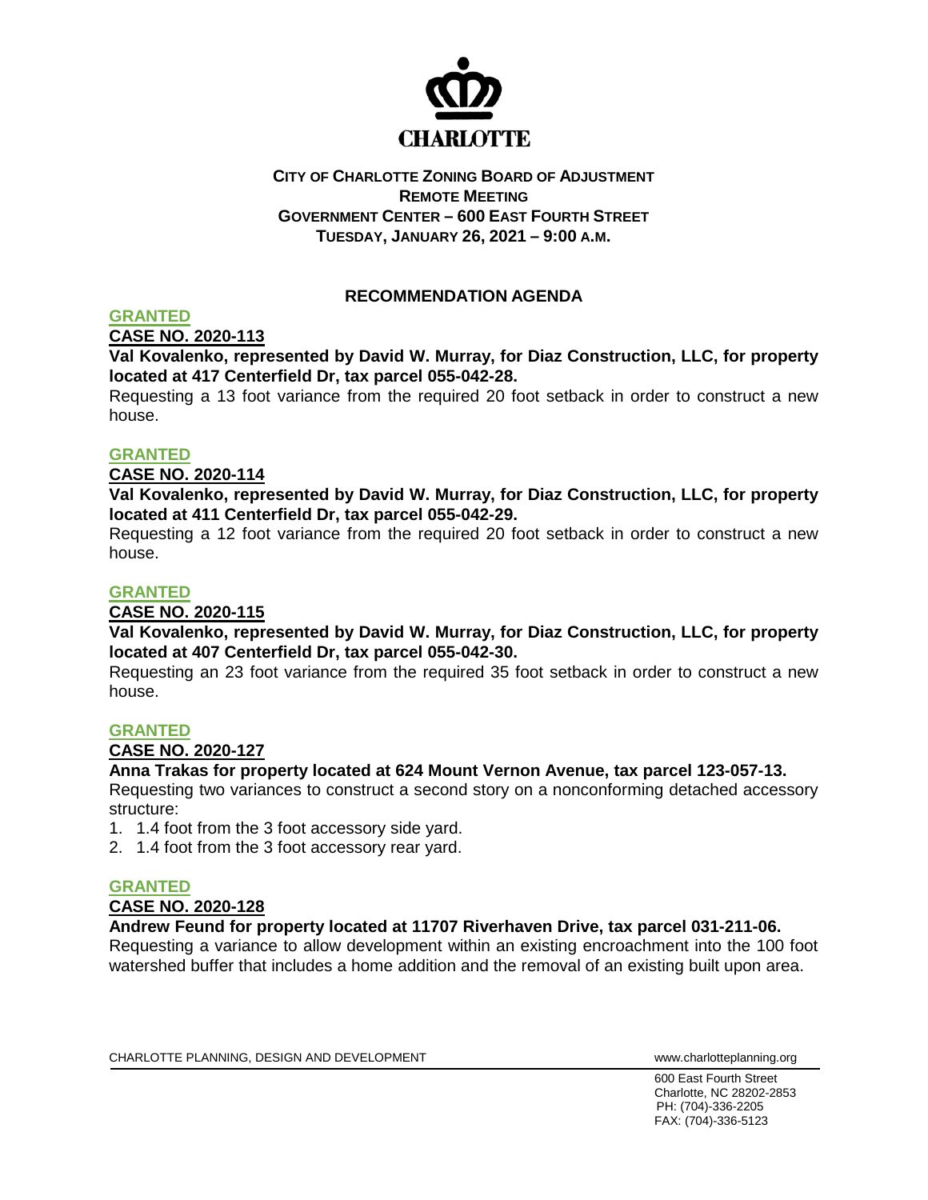**CHARLOTTE**

# CITY OF CHARLOTTE ZONING BOARD OF ADJUSTMENT
## REMOTE MEETING
## GOVERNMENT CENTER – 600 EAST FOURTH STREET
## TUESDAY, JANUARY 26, 2021 – 9:00 A.M.

### RECOMMENDATION AGENDA

**GRANTED**

**CASE NO. 2020-113**

**Val Kovalenko, represented by David W. Murray, for Diaz Construction, LLC, for property located at 417 Centerfield Dr, tax parcel 055-042-28.**

Requesting a 13 foot variance from the required 20 foot setback in order to construct a new house.

**GRANTED**

**CASE NO. 2020-114**

**Val Kovalenko, represented by David W. Murray, for Diaz Construction, LLC, for property located at 411 Centerfield Dr, tax parcel 055-042-29.**

Requesting a 12 foot variance from the required 20 foot setback in order to construct a new house.

**GRANTED**

**CASE NO. 2020-115**

**Val Kovalenko, represented by David W. Murray, for Diaz Construction, LLC, for property located at 407 Centerfield Dr, tax parcel 055-042-30.**

Requesting an 23 foot variance from the required 35 foot setback in order to construct a new house.

**GRANTED**

**CASE NO. 2020-127**

**Anna Trakas for property located at 624 Mount Vernon Avenue, tax parcel 123-057-13.**

Requesting two variances to construct a second story on a nonconforming detached accessory structure:

1. 1.4 foot from the 3 foot accessory side yard.
2. 1.4 foot from the 3 foot accessory rear yard.

**GRANTED**

**CASE NO. 2020-128**

**Andrew Feund for property located at 11707 Riverhaven Drive, tax parcel 031-211-06.**

Requesting a variance to allow development within an existing encroachment into the 100 foot watershed buffer that includes a home addition and the removal of an existing built upon area.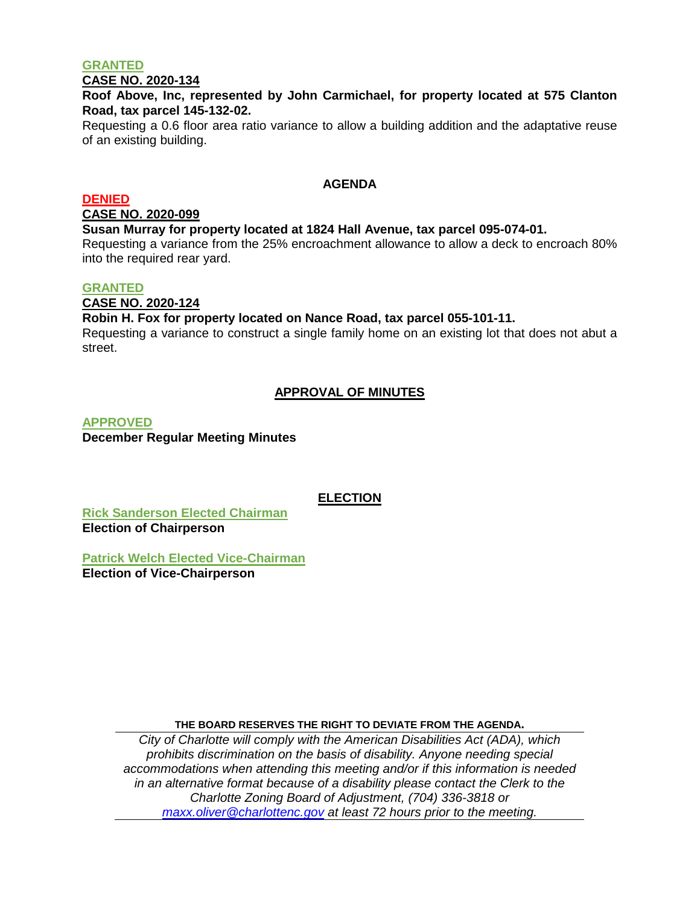**GRANTED**

**CASE NO. 2020-134**

**Roof Above, Inc, represented by John Carmichael, for property located at 575 Clanton Road, tax parcel 145-132-02.**

Requesting a 0.6 floor area ratio variance to allow a building addition and the adaptative reuse of an existing building.

## AGENDA

**DENIED**

**CASE NO. 2020-099**

**Susan Murray for property located at 1824 Hall Avenue, tax parcel 095-074-01.**

Requesting a variance from the 25% encroachment allowance to allow a deck to encroach 80% into the required rear yard.

**GRANTED**

**CASE NO. 2020-124**

**Robin H. Fox for property located on Nance Road, tax parcel 055-101-11.**

Requesting a variance to construct a single family home on an existing lot that does not abut a street.

## APPROVAL OF MINUTES

**APPROVED**

**December Regular Meeting Minutes**

## ELECTION

**Rick Sanderson Elected Chairman**

**Election of Chairperson**

**Patrick Welch Elected Vice-Chairman**

**Election of Vice-Chairperson**

**THE BOARD RESERVES THE RIGHT TO DEVIATE FROM THE AGENDA.**

*City of Charlotte will comply with the American Disabilities Act (ADA), which prohibits discrimination on the basis of disability. Anyone needing special accommodations when attending this meeting and/or if this information is needed in an alternative format because of a disability please contact the Clerk to the Charlotte Zoning Board of Adjustment, (704) 336-3818 or maxx.oliver@charlottenc.gov at least 72 hours prior to the meeting.*